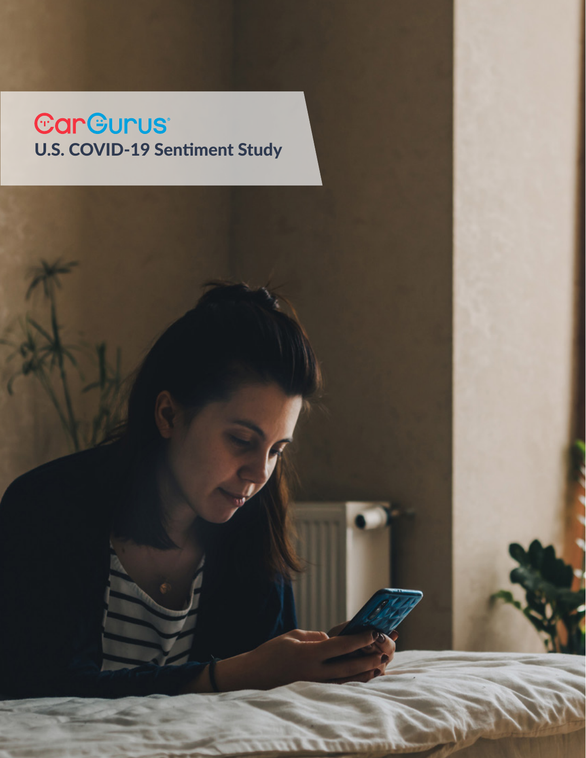CarGurus

# U.S. COVID-19 Sentiment Study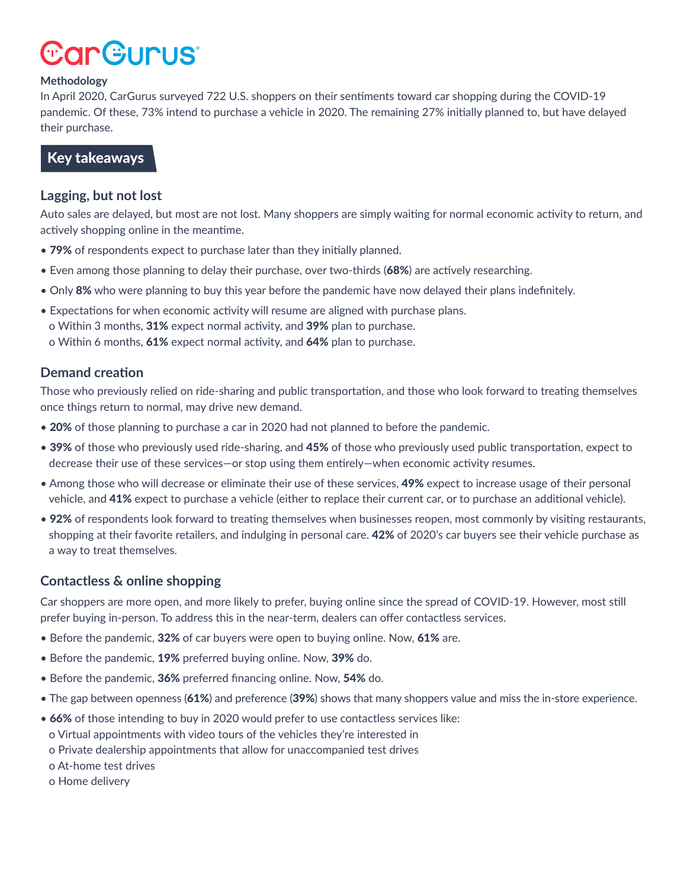CarGurus

**Methodology**

In April 2020, CarGurus surveyed 722 U.S. shoppers on their sentiments toward car shopping during the COVID-19 pandemic. Of these, 73% intend to purchase a vehicle in 2020. The remaining 27% initially planned to, but have delayed their purchase.

## Key takeaways

### Lagging, but not lost

Auto sales are delayed, but most are not lost. Many shoppers are simply waiting for normal economic activity to return, and actively shopping online in the meantime.

- **79%** of respondents expect to purchase later than they initially planned.
- Even among those planning to delay their purchase, over two-thirds (**68%**) are actively researching.
- Only **8%** who were planning to buy this year before the pandemic have now delayed their plans indefinitely.
- Expectations for when economic activity will resume are aligned with purchase plans.
  - Within 3 months, **31%** expect normal activity, and **39%** plan to purchase.
  - Within 6 months, **61%** expect normal activity, and **64%** plan to purchase.

### Demand creation

Those who previously relied on ride-sharing and public transportation, and those who look forward to treating themselves once things return to normal, may drive new demand.

- **20%** of those planning to purchase a car in 2020 had not planned to before the pandemic.
- **39%** of those who previously used ride-sharing, and **45%** of those who previously used public transportation, expect to decrease their use of these services—or stop using them entirely—when economic activity resumes.
- Among those who will decrease or eliminate their use of these services, **49%** expect to increase usage of their personal vehicle, and **41%** expect to purchase a vehicle (either to replace their current car, or to purchase an additional vehicle).
- **92%** of respondents look forward to treating themselves when businesses reopen, most commonly by visiting restaurants, shopping at their favorite retailers, and indulging in personal care. **42%** of 2020's car buyers see their vehicle purchase as a way to treat themselves.

### Contactless & online shopping

Car shoppers are more open, and more likely to prefer, buying online since the spread of COVID-19. However, most still prefer buying in-person. To address this in the near-term, dealers can offer contactless services.

- Before the pandemic, **32%** of car buyers were open to buying online. Now, **61%** are.
- Before the pandemic, **19%** preferred buying online. Now, **39%** do.
- Before the pandemic, **36%** preferred financing online. Now, **54%** do.
- The gap between openness (**61%**) and preference (**39%**) shows that many shoppers value and miss the in-store experience.
- **66%** of those intending to buy in 2020 would prefer to use contactless services like:
  - Virtual appointments with video tours of the vehicles they're interested in
  - Private dealership appointments that allow for unaccompanied test drives
  - At-home test drives
  - Home delivery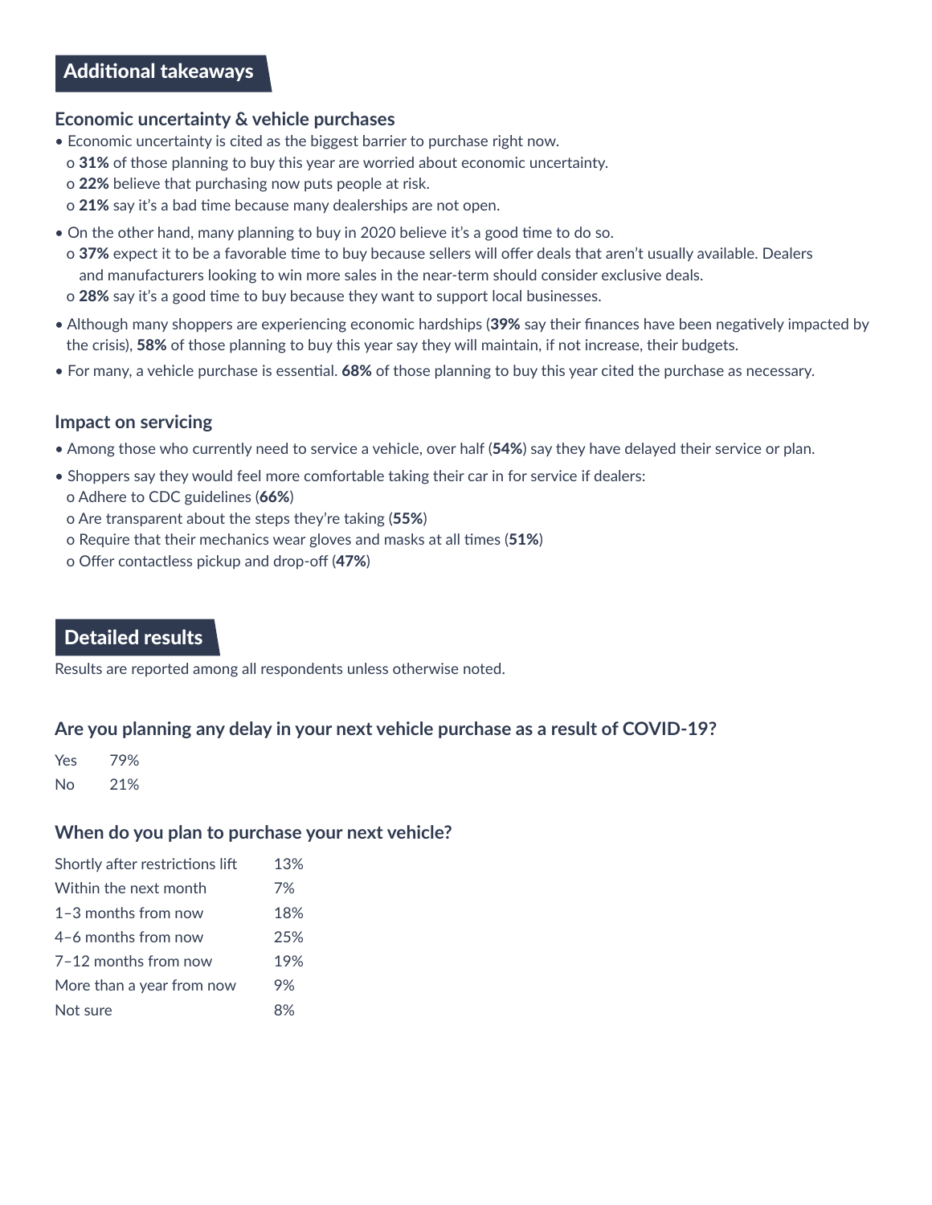## Additional takeaways

### Economic uncertainty & vehicle purchases

- Economic uncertainty is cited as the biggest barrier to purchase right now.
  - **31%** of those planning to buy this year are worried about economic uncertainty.
  - **22%** believe that purchasing now puts people at risk.
  - **21%** say it's a bad time because many dealerships are not open.
- On the other hand, many planning to buy in 2020 believe it's a good time to do so.
  - **37%** expect it to be a favorable time to buy because sellers will offer deals that aren't usually available. Dealers and manufacturers looking to win more sales in the near-term should consider exclusive deals.
  - **28%** say it's a good time to buy because they want to support local businesses.
- Although many shoppers are experiencing economic hardships (**39%** say their finances have been negatively impacted by the crisis), **58%** of those planning to buy this year say they will maintain, if not increase, their budgets.
- For many, a vehicle purchase is essential. **68%** of those planning to buy this year cited the purchase as necessary.

### Impact on servicing

- Among those who currently need to service a vehicle, over half (**54%**) say they have delayed their service or plan.
- Shoppers say they would feel more comfortable taking their car in for service if dealers:
  - Adhere to CDC guidelines (**66%**)
  - Are transparent about the steps they're taking (**55%**)
  - Require that their mechanics wear gloves and masks at all times (**51%**)
  - Offer contactless pickup and drop-off (**47%**)

## Detailed results

Results are reported among all respondents unless otherwise noted.

### Are you planning any delay in your next vehicle purchase as a result of COVID-19?

| | |
|---|---|
| Yes | 79% |
| No | 21% |

### When do you plan to purchase your next vehicle?

| | |
|---|---|
| Shortly after restrictions lift | 13% |
| Within the next month | 7% |
| 1–3 months from now | 18% |
| 4–6 months from now | 25% |
| 7–12 months from now | 19% |
| More than a year from now | 9% |
| Not sure | 8% |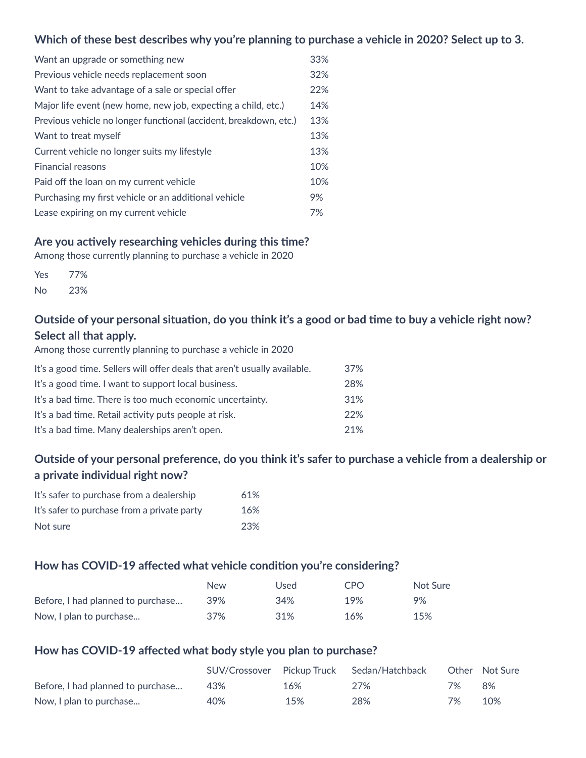### Which of these best describes why you're planning to purchase a vehicle in 2020? Select up to 3.

| | |
|---|---|
| Want an upgrade or something new | 33% |
| Previous vehicle needs replacement soon | 32% |
| Want to take advantage of a sale or special offer | 22% |
| Major life event (new home, new job, expecting a child, etc.) | 14% |
| Previous vehicle no longer functional (accident, breakdown, etc.) | 13% |
| Want to treat myself | 13% |
| Current vehicle no longer suits my lifestyle | 13% |
| Financial reasons | 10% |
| Paid off the loan on my current vehicle | 10% |
| Purchasing my first vehicle or an additional vehicle | 9% |
| Lease expiring on my current vehicle | 7% |

### Are you actively researching vehicles during this time?

Among those currently planning to purchase a vehicle in 2020

| | |
|---|---|
| Yes | 77% |
| No | 23% |

### Outside of your personal situation, do you think it's a good or bad time to buy a vehicle right now? Select all that apply.

Among those currently planning to purchase a vehicle in 2020

| | |
|---|---|
| It's a good time. Sellers will offer deals that aren't usually available. | 37% |
| It's a good time. I want to support local business. | 28% |
| It's a bad time. There is too much economic uncertainty. | 31% |
| It's a bad time. Retail activity puts people at risk. | 22% |
| It's a bad time. Many dealerships aren't open. | 21% |

### Outside of your personal preference, do you think it's safer to purchase a vehicle from a dealership or a private individual right now?

| | |
|---|---|
| It's safer to purchase from a dealership | 61% |
| It's safer to purchase from a private party | 16% |
| Not sure | 23% |

### How has COVID-19 affected what vehicle condition you're considering?

| | New | Used | CPO | Not Sure |
|---|---|---|---|---|
| Before, I had planned to purchase… | 39% | 34% | 19% | 9% |
| Now, I plan to purchase… | 37% | 31% | 16% | 15% |

### How has COVID-19 affected what body style you plan to purchase?

| | SUV/Crossover | Pickup Truck | Sedan/Hatchback | Other | Not Sure |
|---|---|---|---|---|---|
| Before, I had planned to purchase… | 43% | 16% | 27% | 7% | 8% |
| Now, I plan to purchase… | 40% | 15% | 28% | 7% | 10% |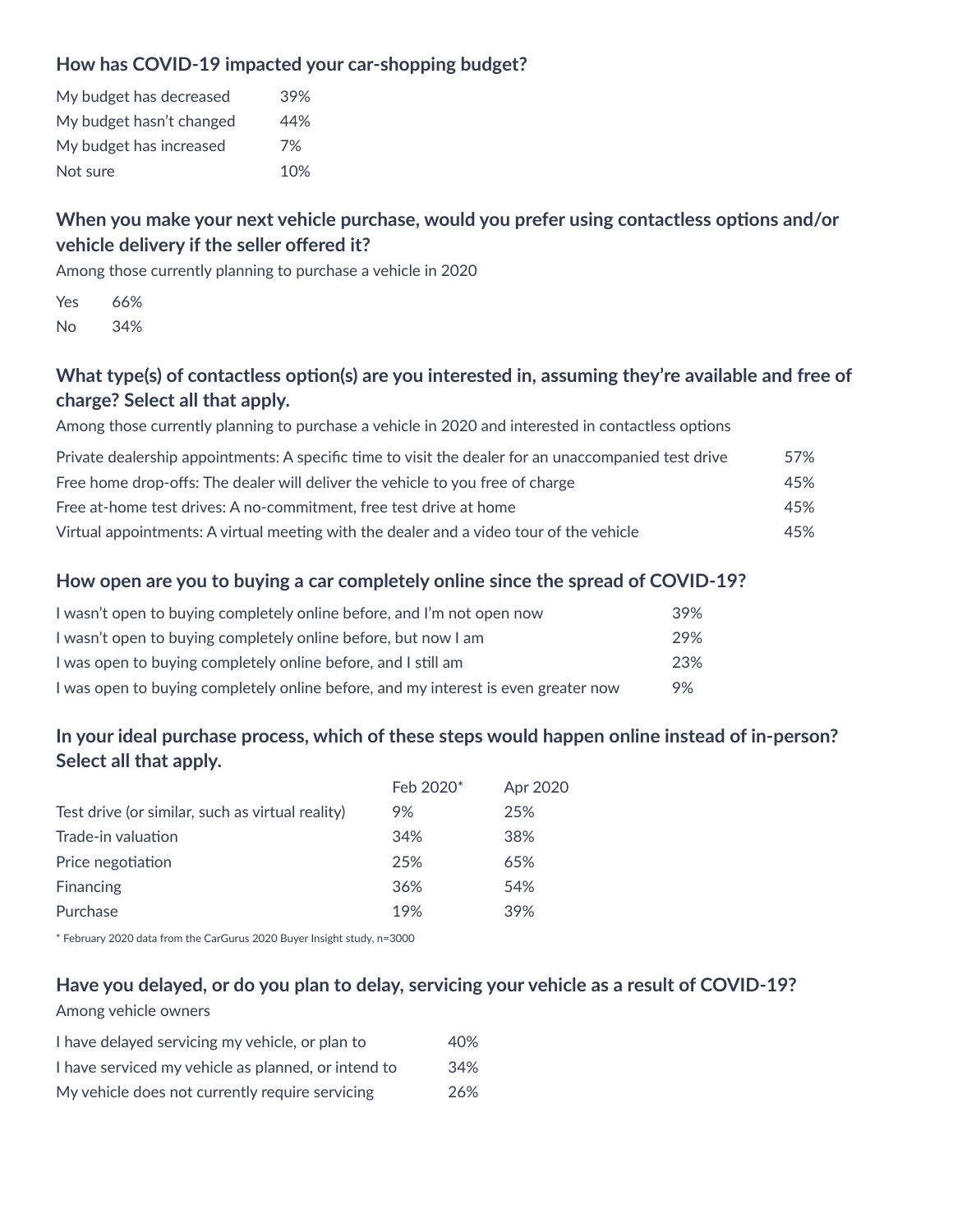### How has COVID-19 impacted your car-shopping budget?

| | |
|---|---|
| My budget has decreased | 39% |
| My budget hasn't changed | 44% |
| My budget has increased | 7% |
| Not sure | 10% |

### When you make your next vehicle purchase, would you prefer using contactless options and/or vehicle delivery if the seller offered it?

Among those currently planning to purchase a vehicle in 2020

| | |
|---|---|
| Yes | 66% |
| No | 34% |

### What type(s) of contactless option(s) are you interested in, assuming they're available and free of charge? Select all that apply.

Among those currently planning to purchase a vehicle in 2020 and interested in contactless options

| | |
|---|---|
| Private dealership appointments: A specific time to visit the dealer for an unaccompanied test drive | 57% |
| Free home drop-offs: The dealer will deliver the vehicle to you free of charge | 45% |
| Free at-home test drives: A no-commitment, free test drive at home | 45% |
| Virtual appointments: A virtual meeting with the dealer and a video tour of the vehicle | 45% |

### How open are you to buying a car completely online since the spread of COVID-19?

| | |
|---|---|
| I wasn't open to buying completely online before, and I'm not open now | 39% |
| I wasn't open to buying completely online before, but now I am | 29% |
| I was open to buying completely online before, and I still am | 23% |
| I was open to buying completely online before, and my interest is even greater now | 9% |

### In your ideal purchase process, which of these steps would happen online instead of in-person? Select all that apply.

| | Feb 2020* | Apr 2020 |
|---|---|---|
| Test drive (or similar, such as virtual reality) | 9% | 25% |
| Trade-in valuation | 34% | 38% |
| Price negotiation | 25% | 65% |
| Financing | 36% | 54% |
| Purchase | 19% | 39% |

* February 2020 data from the CarGurus 2020 Buyer Insight study, n=3000

### Have you delayed, or do you plan to delay, servicing your vehicle as a result of COVID-19?

Among vehicle owners

| | |
|---|---|
| I have delayed servicing my vehicle, or plan to | 40% |
| I have serviced my vehicle as planned, or intend to | 34% |
| My vehicle does not currently require servicing | 26% |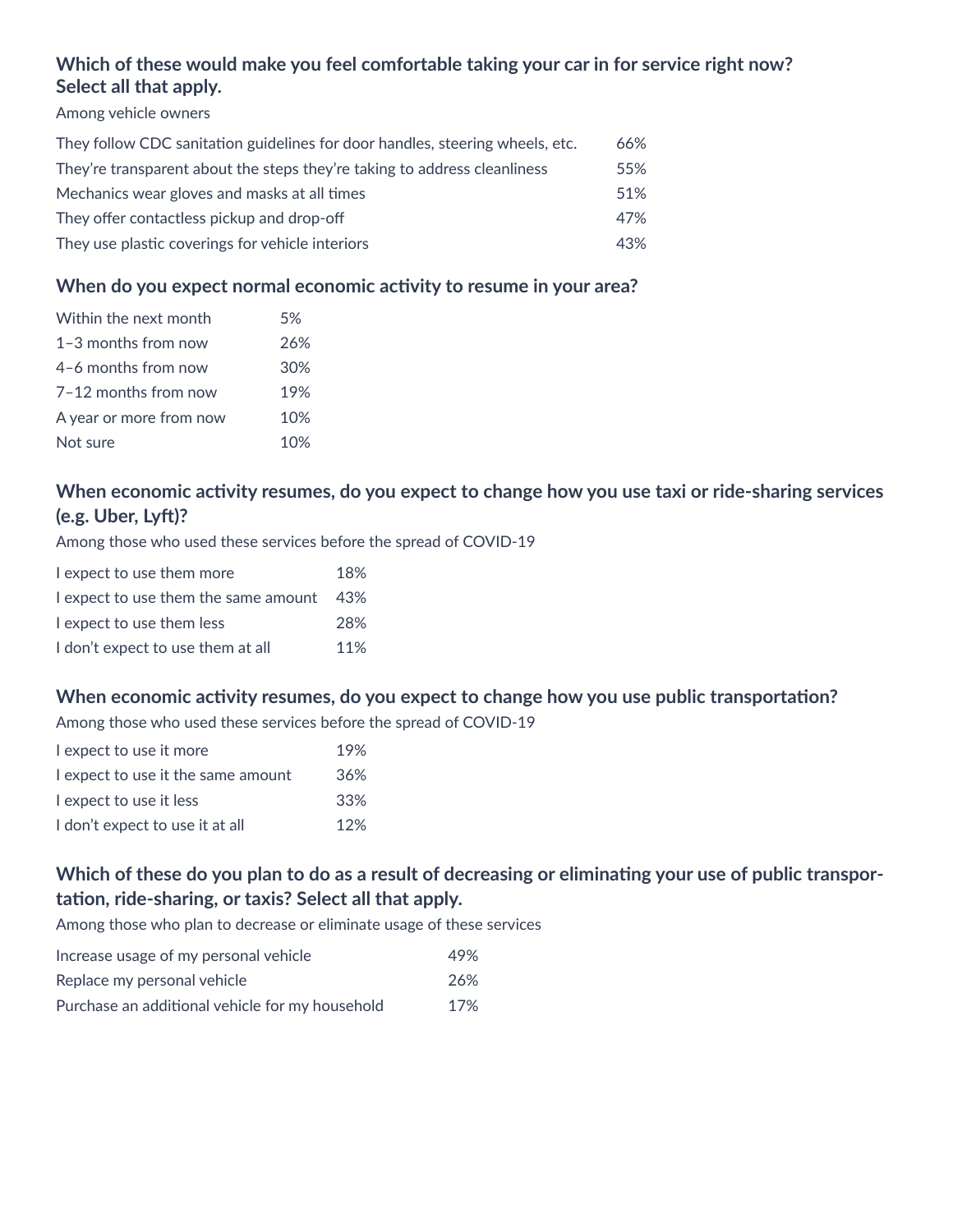### Which of these would make you feel comfortable taking your car in for service right now? Select all that apply.

Among vehicle owners

| | |
|---|---|
| They follow CDC sanitation guidelines for door handles, steering wheels, etc. | 66% |
| They're transparent about the steps they're taking to address cleanliness | 55% |
| Mechanics wear gloves and masks at all times | 51% |
| They offer contactless pickup and drop-off | 47% |
| They use plastic coverings for vehicle interiors | 43% |

### When do you expect normal economic activity to resume in your area?

| | |
|---|---|
| Within the next month | 5% |
| 1–3 months from now | 26% |
| 4–6 months from now | 30% |
| 7–12 months from now | 19% |
| A year or more from now | 10% |
| Not sure | 10% |

### When economic activity resumes, do you expect to change how you use taxi or ride-sharing services (e.g. Uber, Lyft)?

Among those who used these services before the spread of COVID-19

| | |
|---|---|
| I expect to use them more | 18% |
| I expect to use them the same amount | 43% |
| I expect to use them less | 28% |
| I don't expect to use them at all | 11% |

### When economic activity resumes, do you expect to change how you use public transportation?

Among those who used these services before the spread of COVID-19

| | |
|---|---|
| I expect to use it more | 19% |
| I expect to use it the same amount | 36% |
| I expect to use it less | 33% |
| I don't expect to use it at all | 12% |

### Which of these do you plan to do as a result of decreasing or eliminating your use of public transportation, ride-sharing, or taxis? Select all that apply.

Among those who plan to decrease or eliminate usage of these services

| | |
|---|---|
| Increase usage of my personal vehicle | 49% |
| Replace my personal vehicle | 26% |
| Purchase an additional vehicle for my household | 17% |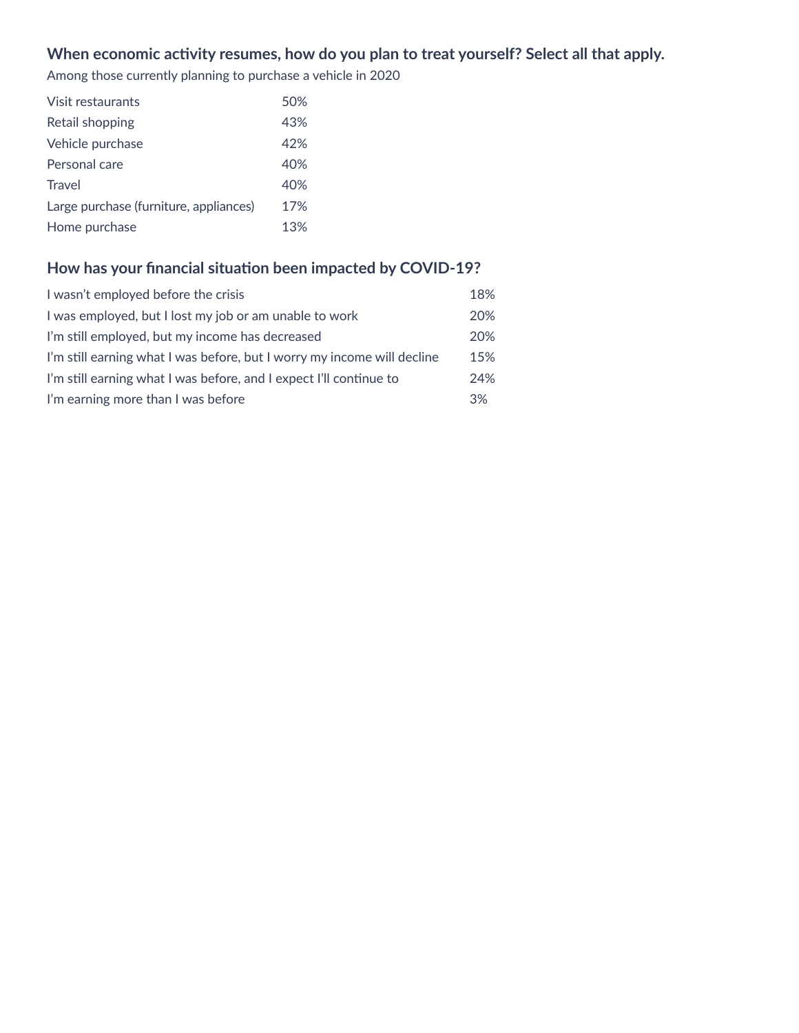### When economic activity resumes, how do you plan to treat yourself? Select all that apply.

Among those currently planning to purchase a vehicle in 2020

| | |
|---|---|
| Visit restaurants | 50% |
| Retail shopping | 43% |
| Vehicle purchase | 42% |
| Personal care | 40% |
| Travel | 40% |
| Large purchase (furniture, appliances) | 17% |
| Home purchase | 13% |

### How has your financial situation been impacted by COVID-19?

| | |
|---|---|
| I wasn't employed before the crisis | 18% |
| I was employed, but I lost my job or am unable to work | 20% |
| I'm still employed, but my income has decreased | 20% |
| I'm still earning what I was before, but I worry my income will decline | 15% |
| I'm still earning what I was before, and I expect I'll continue to | 24% |
| I'm earning more than I was before | 3% |